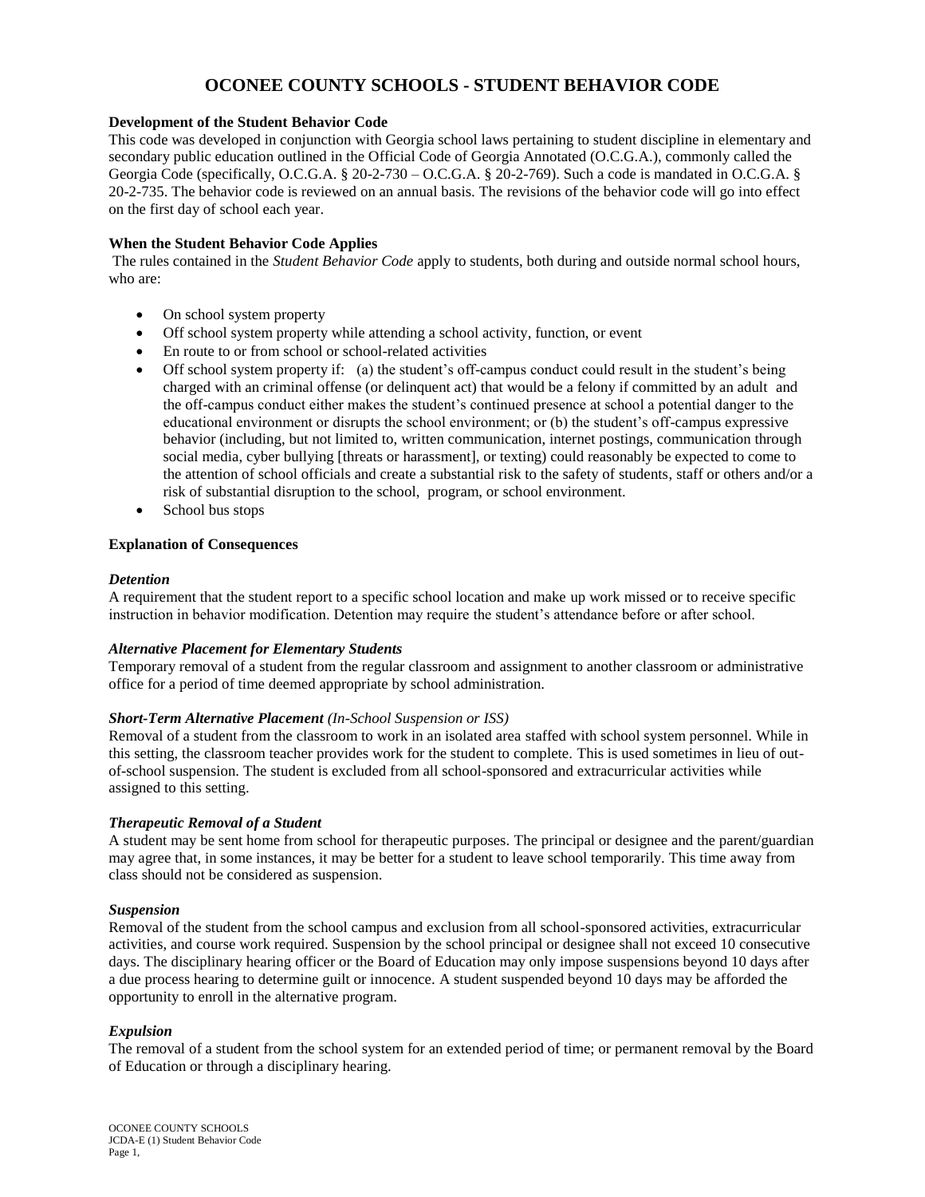# OCONEE COUNTY SCHOOLS - STUDENT BEHAVIOR CODE

**Development of the Student Behavior Code**

This code was developed in conjunction with Georgia school laws pertaining to student discipline in elementary and secondary public education outlined in the Official Code of Georgia Annotated (O.C.G.A.), commonly called the Georgia Code (specifically, O.C.G.A. § 20-2-730 – O.C.G.A. § 20-2-769). Such a code is mandated in O.C.G.A. § 20-2-735. The behavior code is reviewed on an annual basis. The revisions of the behavior code will go into effect on the first day of school each year.

**When the Student Behavior Code Applies**

The rules contained in the *Student Behavior Code* apply to students, both during and outside normal school hours, who are:

- On school system property
- Off school system property while attending a school activity, function, or event
- En route to or from school or school-related activities
- Off school system property if: (a) the student's off-campus conduct could result in the student's being charged with an criminal offense (or delinquent act) that would be a felony if committed by an adult and the off-campus conduct either makes the student's continued presence at school a potential danger to the educational environment or disrupts the school environment; or (b) the student's off-campus expressive behavior (including, but not limited to, written communication, internet postings, communication through social media, cyber bullying [threats or harassment], or texting) could reasonably be expected to come to the attention of school officials and create a substantial risk to the safety of students, staff or others and/or a risk of substantial disruption to the school, program, or school environment.
- School bus stops

**Explanation of Consequences**

***Detention***

A requirement that the student report to a specific school location and make up work missed or to receive specific instruction in behavior modification. Detention may require the student's attendance before or after school.

***Alternative Placement for Elementary Students***

Temporary removal of a student from the regular classroom and assignment to another classroom or administrative office for a period of time deemed appropriate by school administration.

***Short-Term Alternative Placement** (In-School Suspension or ISS)*

Removal of a student from the classroom to work in an isolated area staffed with school system personnel. While in this setting, the classroom teacher provides work for the student to complete. This is used sometimes in lieu of out-of-school suspension. The student is excluded from all school-sponsored and extracurricular activities while assigned to this setting.

***Therapeutic Removal of a Student***

A student may be sent home from school for therapeutic purposes. The principal or designee and the parent/guardian may agree that, in some instances, it may be better for a student to leave school temporarily. This time away from class should not be considered as suspension.

***Suspension***

Removal of the student from the school campus and exclusion from all school-sponsored activities, extracurricular activities, and course work required. Suspension by the school principal or designee shall not exceed 10 consecutive days. The disciplinary hearing officer or the Board of Education may only impose suspensions beyond 10 days after a due process hearing to determine guilt or innocence. A student suspended beyond 10 days may be afforded the opportunity to enroll in the alternative program.

***Expulsion***

The removal of a student from the school system for an extended period of time; or permanent removal by the Board of Education or through a disciplinary hearing.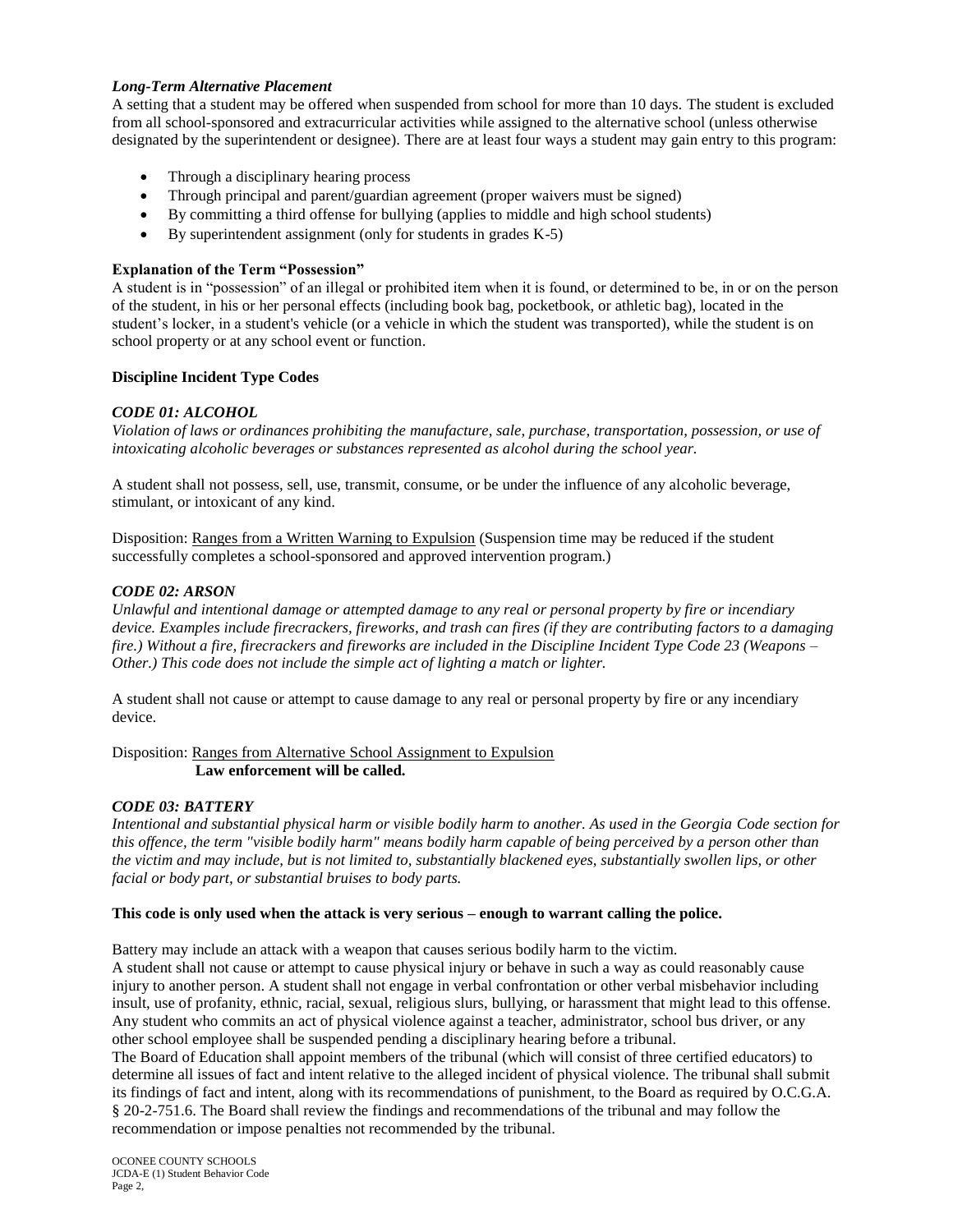***Long-Term Alternative Placement***

A setting that a student may be offered when suspended from school for more than 10 days. The student is excluded from all school-sponsored and extracurricular activities while assigned to the alternative school (unless otherwise designated by the superintendent or designee). There are at least four ways a student may gain entry to this program:

- Through a disciplinary hearing process
- Through principal and parent/guardian agreement (proper waivers must be signed)
- By committing a third offense for bullying (applies to middle and high school students)
- By superintendent assignment (only for students in grades K-5)

**Explanation of the Term "Possession"**

A student is in "possession" of an illegal or prohibited item when it is found, or determined to be, in or on the person of the student, in his or her personal effects (including book bag, pocketbook, or athletic bag), located in the student's locker, in a student's vehicle (or a vehicle in which the student was transported), while the student is on school property or at any school event or function.

**Discipline Incident Type Codes**

***CODE 01: ALCOHOL***

*Violation of laws or ordinances prohibiting the manufacture, sale, purchase, transportation, possession, or use of intoxicating alcoholic beverages or substances represented as alcohol during the school year.*

A student shall not possess, sell, use, transmit, consume, or be under the influence of any alcoholic beverage, stimulant, or intoxicant of any kind.

Disposition: <u>Ranges from a Written Warning to Expulsion</u> (Suspension time may be reduced if the student successfully completes a school-sponsored and approved intervention program.)

***CODE 02: ARSON***

*Unlawful and intentional damage or attempted damage to any real or personal property by fire or incendiary device. Examples include firecrackers, fireworks, and trash can fires (if they are contributing factors to a damaging fire.) Without a fire, firecrackers and fireworks are included in the Discipline Incident Type Code 23 (Weapons – Other.) This code does not include the simple act of lighting a match or lighter.*

A student shall not cause or attempt to cause damage to any real or personal property by fire or any incendiary device.

Disposition: <u>Ranges from Alternative School Assignment to Expulsion</u>
**Law enforcement will be called.**

***CODE 03: BATTERY***

*Intentional and substantial physical harm or visible bodily harm to another. As used in the Georgia Code section for this offence, the term "visible bodily harm" means bodily harm capable of being perceived by a person other than the victim and may include, but is not limited to, substantially blackened eyes, substantially swollen lips, or other facial or body part, or substantial bruises to body parts.*

**This code is only used when the attack is very serious – enough to warrant calling the police.**

Battery may include an attack with a weapon that causes serious bodily harm to the victim.
A student shall not cause or attempt to cause physical injury or behave in such a way as could reasonably cause injury to another person. A student shall not engage in verbal confrontation or other verbal misbehavior including insult, use of profanity, ethnic, racial, sexual, religious slurs, bullying, or harassment that might lead to this offense. Any student who commits an act of physical violence against a teacher, administrator, school bus driver, or any other school employee shall be suspended pending a disciplinary hearing before a tribunal.
The Board of Education shall appoint members of the tribunal (which will consist of three certified educators) to determine all issues of fact and intent relative to the alleged incident of physical violence. The tribunal shall submit its findings of fact and intent, along with its recommendations of punishment, to the Board as required by O.C.G.A. § 20-2-751.6. The Board shall review the findings and recommendations of the tribunal and may follow the recommendation or impose penalties not recommended by the tribunal.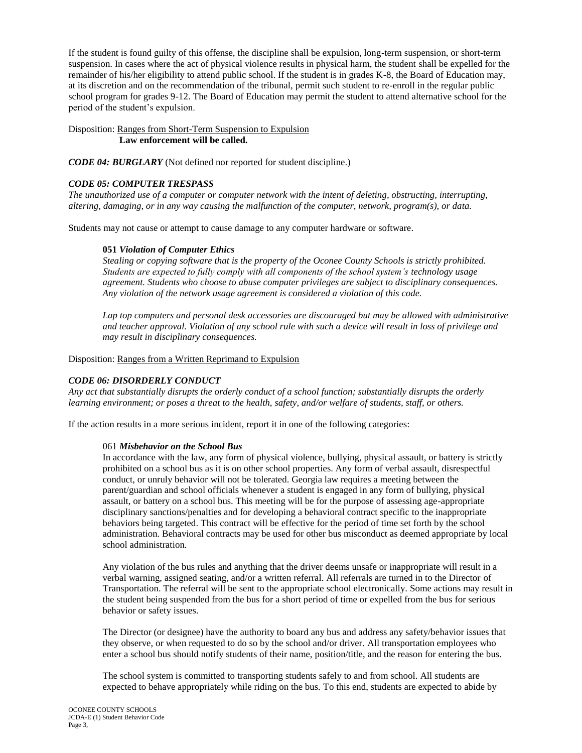If the student is found guilty of this offense, the discipline shall be expulsion, long-term suspension, or short-term suspension. In cases where the act of physical violence results in physical harm, the student shall be expelled for the remainder of his/her eligibility to attend public school. If the student is in grades K-8, the Board of Education may, at its discretion and on the recommendation of the tribunal, permit such student to re-enroll in the regular public school program for grades 9-12. The Board of Education may permit the student to attend alternative school for the period of the student's expulsion.

Disposition: <u>Ranges from Short-Term Suspension to Expulsion</u>
**Law enforcement will be called.**

***CODE 04: BURGLARY*** (Not defined nor reported for student discipline.)

***CODE 05: COMPUTER TRESPASS***
*The unauthorized use of a computer or computer network with the intent of deleting, obstructing, interrupting, altering, damaging, or in any way causing the malfunction of the computer, network, program(s), or data.*

Students may not cause or attempt to cause damage to any computer hardware or software.

**051** ***Violation of Computer Ethics***
*Stealing or copying software that is the property of the Oconee County Schools is strictly prohibited. Students are expected to fully comply with all components of the school system's technology usage agreement. Students who choose to abuse computer privileges are subject to disciplinary consequences. Any violation of the network usage agreement is considered a violation of this code.*

*Lap top computers and personal desk accessories are discouraged but may be allowed with administrative and teacher approval. Violation of any school rule with such a device will result in loss of privilege and may result in disciplinary consequences.*

Disposition: <u>Ranges from a Written Reprimand to Expulsion</u>

***CODE 06: DISORDERLY CONDUCT***
*Any act that substantially disrupts the orderly conduct of a school function; substantially disrupts the orderly learning environment; or poses a threat to the health, safety, and/or welfare of students, staff, or others.*

If the action results in a more serious incident, report it in one of the following categories:

061 ***Misbehavior on the School Bus***
In accordance with the law, any form of physical violence, bullying, physical assault, or battery is strictly prohibited on a school bus as it is on other school properties. Any form of verbal assault, disrespectful conduct, or unruly behavior will not be tolerated. Georgia law requires a meeting between the parent/guardian and school officials whenever a student is engaged in any form of bullying, physical assault, or battery on a school bus. This meeting will be for the purpose of assessing age-appropriate disciplinary sanctions/penalties and for developing a behavioral contract specific to the inappropriate behaviors being targeted. This contract will be effective for the period of time set forth by the school administration. Behavioral contracts may be used for other bus misconduct as deemed appropriate by local school administration.

Any violation of the bus rules and anything that the driver deems unsafe or inappropriate will result in a verbal warning, assigned seating, and/or a written referral. All referrals are turned in to the Director of Transportation. The referral will be sent to the appropriate school electronically. Some actions may result in the student being suspended from the bus for a short period of time or expelled from the bus for serious behavior or safety issues.

The Director (or designee) have the authority to board any bus and address any safety/behavior issues that they observe, or when requested to do so by the school and/or driver. All transportation employees who enter a school bus should notify students of their name, position/title, and the reason for entering the bus.

The school system is committed to transporting students safely to and from school. All students are expected to behave appropriately while riding on the bus. To this end, students are expected to abide by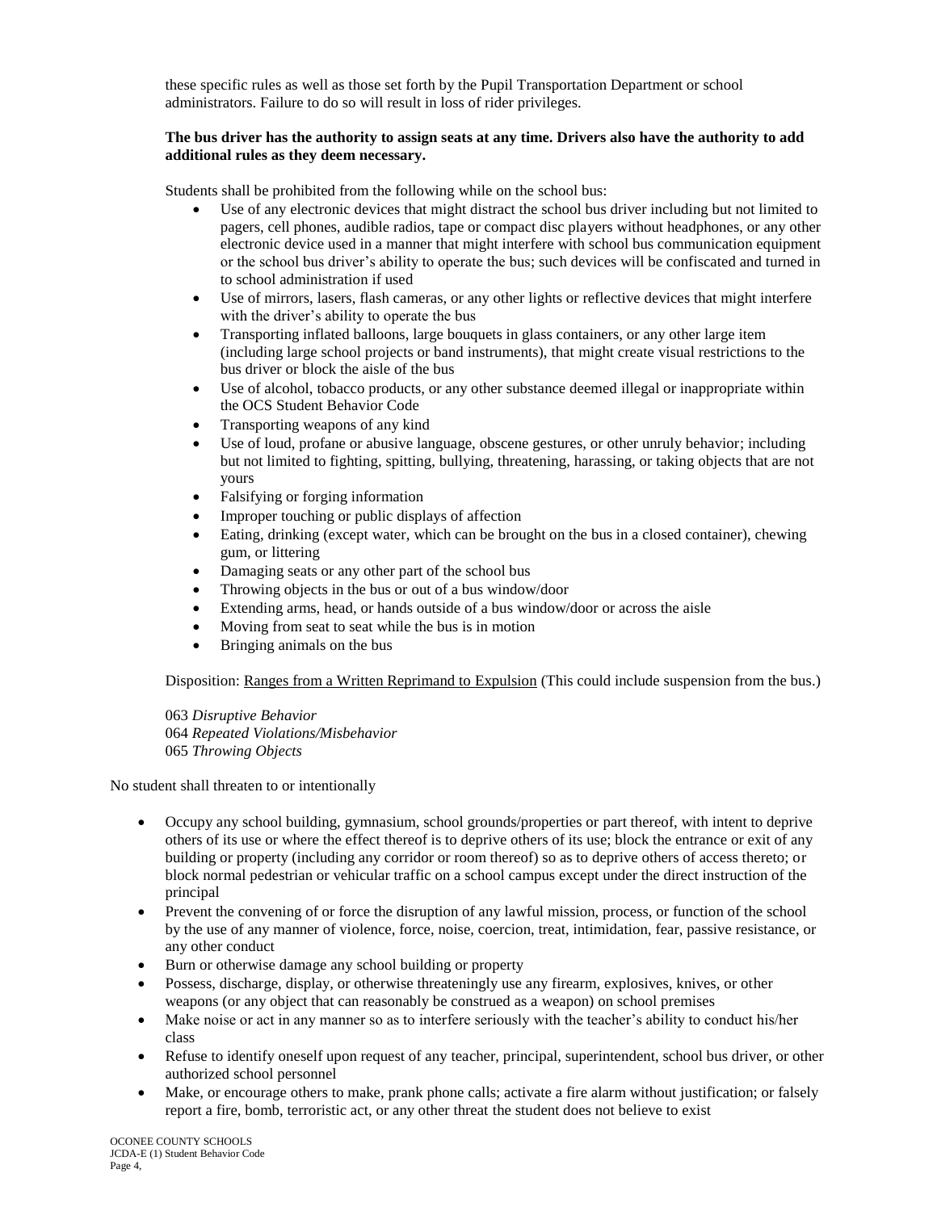these specific rules as well as those set forth by the Pupil Transportation Department or school administrators. Failure to do so will result in loss of rider privileges.

**The bus driver has the authority to assign seats at any time. Drivers also have the authority to add additional rules as they deem necessary.**

Students shall be prohibited from the following while on the school bus:

- Use of any electronic devices that might distract the school bus driver including but not limited to pagers, cell phones, audible radios, tape or compact disc players without headphones, or any other electronic device used in a manner that might interfere with school bus communication equipment or the school bus driver's ability to operate the bus; such devices will be confiscated and turned in to school administration if used
- Use of mirrors, lasers, flash cameras, or any other lights or reflective devices that might interfere with the driver's ability to operate the bus
- Transporting inflated balloons, large bouquets in glass containers, or any other large item (including large school projects or band instruments), that might create visual restrictions to the bus driver or block the aisle of the bus
- Use of alcohol, tobacco products, or any other substance deemed illegal or inappropriate within the OCS Student Behavior Code
- Transporting weapons of any kind
- Use of loud, profane or abusive language, obscene gestures, or other unruly behavior; including but not limited to fighting, spitting, bullying, threatening, harassing, or taking objects that are not yours
- Falsifying or forging information
- Improper touching or public displays of affection
- Eating, drinking (except water, which can be brought on the bus in a closed container), chewing gum, or littering
- Damaging seats or any other part of the school bus
- Throwing objects in the bus or out of a bus window/door
- Extending arms, head, or hands outside of a bus window/door or across the aisle
- Moving from seat to seat while the bus is in motion
- Bringing animals on the bus

Disposition: <u>Ranges from a Written Reprimand to Expulsion</u> (This could include suspension from the bus.)

063 *Disruptive Behavior*
064 *Repeated Violations/Misbehavior*
065 *Throwing Objects*

No student shall threaten to or intentionally

- Occupy any school building, gymnasium, school grounds/properties or part thereof, with intent to deprive others of its use or where the effect thereof is to deprive others of its use; block the entrance or exit of any building or property (including any corridor or room thereof) so as to deprive others of access thereto; or block normal pedestrian or vehicular traffic on a school campus except under the direct instruction of the principal
- Prevent the convening of or force the disruption of any lawful mission, process, or function of the school by the use of any manner of violence, force, noise, coercion, treat, intimidation, fear, passive resistance, or any other conduct
- Burn or otherwise damage any school building or property
- Possess, discharge, display, or otherwise threateningly use any firearm, explosives, knives, or other weapons (or any object that can reasonably be construed as a weapon) on school premises
- Make noise or act in any manner so as to interfere seriously with the teacher's ability to conduct his/her class
- Refuse to identify oneself upon request of any teacher, principal, superintendent, school bus driver, or other authorized school personnel
- Make, or encourage others to make, prank phone calls; activate a fire alarm without justification; or falsely report a fire, bomb, terroristic act, or any other threat the student does not believe to exist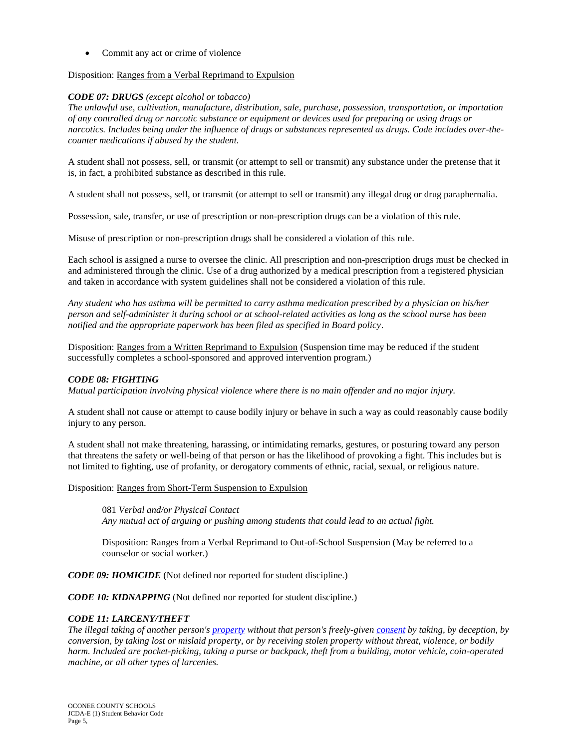- Commit any act or crime of violence

Disposition: Ranges from a Verbal Reprimand to Expulsion

***CODE 07: DRUGS*** *(except alcohol or tobacco)*
*The unlawful use, cultivation, manufacture, distribution, sale, purchase, possession, transportation, or importation of any controlled drug or narcotic substance or equipment or devices used for preparing or using drugs or narcotics. Includes being under the influence of drugs or substances represented as drugs. Code includes over-the-counter medications if abused by the student.*

A student shall not possess, sell, or transmit (or attempt to sell or transmit) any substance under the pretense that it is, in fact, a prohibited substance as described in this rule.

A student shall not possess, sell, or transmit (or attempt to sell or transmit) any illegal drug or drug paraphernalia.

Possession, sale, transfer, or use of prescription or non-prescription drugs can be a violation of this rule.

Misuse of prescription or non-prescription drugs shall be considered a violation of this rule.

Each school is assigned a nurse to oversee the clinic. All prescription and non-prescription drugs must be checked in and administered through the clinic. Use of a drug authorized by a medical prescription from a registered physician and taken in accordance with system guidelines shall not be considered a violation of this rule.

*Any student who has asthma will be permitted to carry asthma medication prescribed by a physician on his/her person and self-administer it during school or at school-related activities as long as the school nurse has been notified and the appropriate paperwork has been filed as specified in Board policy*.

Disposition: Ranges from a Written Reprimand to Expulsion (Suspension time may be reduced if the student successfully completes a school-sponsored and approved intervention program.)

***CODE 08: FIGHTING***
*Mutual participation involving physical violence where there is no main offender and no major injury.*

A student shall not cause or attempt to cause bodily injury or behave in such a way as could reasonably cause bodily injury to any person.

A student shall not make threatening, harassing, or intimidating remarks, gestures, or posturing toward any person that threatens the safety or well-being of that person or has the likelihood of provoking a fight. This includes but is not limited to fighting, use of profanity, or derogatory comments of ethnic, racial, sexual, or religious nature.

Disposition: Ranges from Short-Term Suspension to Expulsion

> 081 *Verbal and/or Physical Contact*
> *Any mutual act of arguing or pushing among students that could lead to an actual fight.*
>
> Disposition: Ranges from a Verbal Reprimand to Out-of-School Suspension (May be referred to a counselor or social worker.)

***CODE 09: HOMICIDE*** (Not defined nor reported for student discipline.)

***CODE 10: KIDNAPPING*** (Not defined nor reported for student discipline.)

***CODE 11: LARCENY/THEFT***
*The illegal taking of another person's property without that person's freely-given consent by taking, by deception, by conversion, by taking lost or mislaid property, or by receiving stolen property without threat, violence, or bodily harm. Included are pocket-picking, taking a purse or backpack, theft from a building, motor vehicle, coin-operated machine, or all other types of larcenies.*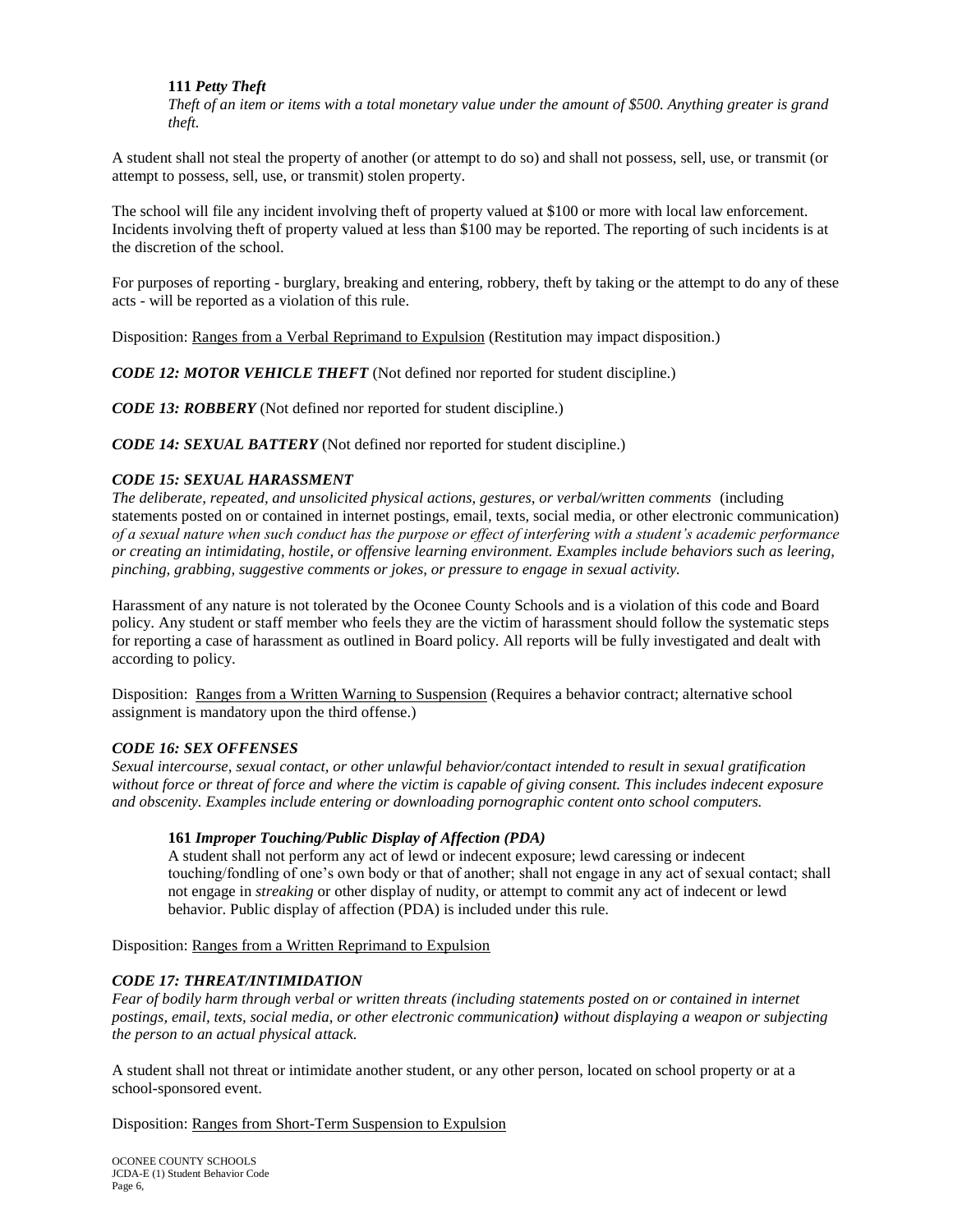**111 *Petty Theft***

*Theft of an item or items with a total monetary value under the amount of $500. Anything greater is grand theft.*

A student shall not steal the property of another (or attempt to do so) and shall not possess, sell, use, or transmit (or attempt to possess, sell, use, or transmit) stolen property.

The school will file any incident involving theft of property valued at $100 or more with local law enforcement. Incidents involving theft of property valued at less than $100 may be reported. The reporting of such incidents is at the discretion of the school.

For purposes of reporting - burglary, breaking and entering, robbery, theft by taking or the attempt to do any of these acts - will be reported as a violation of this rule.

Disposition: Ranges from a Verbal Reprimand to Expulsion (Restitution may impact disposition.)

***CODE 12: MOTOR VEHICLE THEFT*** (Not defined nor reported for student discipline.)

***CODE 13: ROBBERY*** (Not defined nor reported for student discipline.)

***CODE 14: SEXUAL BATTERY*** (Not defined nor reported for student discipline.)

***CODE 15: SEXUAL HARASSMENT***

*The deliberate, repeated, and unsolicited physical actions, gestures, or verbal/written comments* (including statements posted on or contained in internet postings, email, texts, social media, or other electronic communication) *of a sexual nature when such conduct has the purpose or effect of interfering with a student's academic performance or creating an intimidating, hostile, or offensive learning environment. Examples include behaviors such as leering, pinching, grabbing, suggestive comments or jokes, or pressure to engage in sexual activity.*

Harassment of any nature is not tolerated by the Oconee County Schools and is a violation of this code and Board policy. Any student or staff member who feels they are the victim of harassment should follow the systematic steps for reporting a case of harassment as outlined in Board policy. All reports will be fully investigated and dealt with according to policy.

Disposition: Ranges from a Written Warning to Suspension (Requires a behavior contract; alternative school assignment is mandatory upon the third offense.)

***CODE 16: SEX OFFENSES***

*Sexual intercourse, sexual contact, or other unlawful behavior/contact intended to result in sexual gratification without force or threat of force and where the victim is capable of giving consent. This includes indecent exposure and obscenity. Examples include entering or downloading pornographic content onto school computers.*

**161 *Improper Touching/Public Display of Affection (PDA)***

A student shall not perform any act of lewd or indecent exposure; lewd caressing or indecent touching/fondling of one's own body or that of another; shall not engage in any act of sexual contact; shall not engage in *streaking* or other display of nudity, or attempt to commit any act of indecent or lewd behavior. Public display of affection (PDA) is included under this rule.

Disposition: Ranges from a Written Reprimand to Expulsion

***CODE 17: THREAT/INTIMIDATION***

*Fear of bodily harm through verbal or written threats (including statements posted on or contained in internet postings, email, texts, social media, or other electronic communication) without displaying a weapon or subjecting the person to an actual physical attack.*

A student shall not threat or intimidate another student, or any other person, located on school property or at a school-sponsored event.

Disposition: Ranges from Short-Term Suspension to Expulsion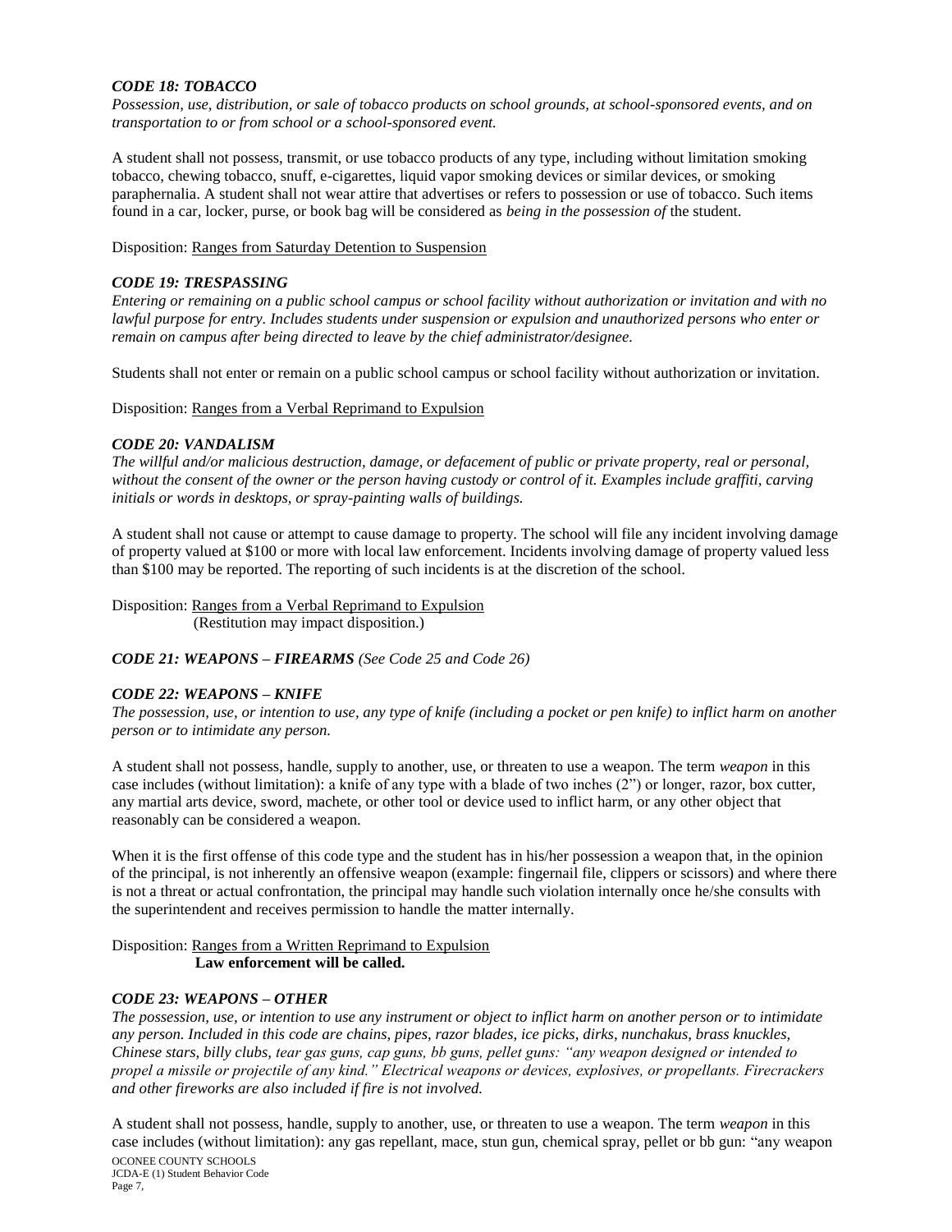### *CODE 18: TOBACCO*

*Possession, use, distribution, or sale of tobacco products on school grounds, at school-sponsored events, and on transportation to or from school or a school-sponsored event.*

A student shall not possess, transmit, or use tobacco products of any type, including without limitation smoking tobacco, chewing tobacco, snuff, e-cigarettes, liquid vapor smoking devices or similar devices, or smoking paraphernalia. A student shall not wear attire that advertises or refers to possession or use of tobacco. Such items found in a car, locker, purse, or book bag will be considered as *being in the possession of* the student.

Disposition: <u>Ranges from Saturday Detention to Suspension</u>

### *CODE 19: TRESPASSING*

*Entering or remaining on a public school campus or school facility without authorization or invitation and with no lawful purpose for entry. Includes students under suspension or expulsion and unauthorized persons who enter or remain on campus after being directed to leave by the chief administrator/designee.*

Students shall not enter or remain on a public school campus or school facility without authorization or invitation.

Disposition: <u>Ranges from a Verbal Reprimand to Expulsion</u>

### *CODE 20: VANDALISM*

*The willful and/or malicious destruction, damage, or defacement of public or private property, real or personal, without the consent of the owner or the person having custody or control of it. Examples include graffiti, carving initials or words in desktops, or spray-painting walls of buildings.*

A student shall not cause or attempt to cause damage to property. The school will file any incident involving damage of property valued at $100 or more with local law enforcement. Incidents involving damage of property valued less than $100 may be reported. The reporting of such incidents is at the discretion of the school.

Disposition: <u>Ranges from a Verbal Reprimand to Expulsion</u>
(Restitution may impact disposition.)

### *CODE 21: WEAPONS – FIREARMS (See Code 25 and Code 26)*

### *CODE 22: WEAPONS – KNIFE*

*The possession, use, or intention to use, any type of knife (including a pocket or pen knife) to inflict harm on another person or to intimidate any person.*

A student shall not possess, handle, supply to another, use, or threaten to use a weapon. The term *weapon* in this case includes (without limitation): a knife of any type with a blade of two inches (2") or longer, razor, box cutter, any martial arts device, sword, machete, or other tool or device used to inflict harm, or any other object that reasonably can be considered a weapon.

When it is the first offense of this code type and the student has in his/her possession a weapon that, in the opinion of the principal, is not inherently an offensive weapon (example: fingernail file, clippers or scissors) and where there is not a threat or actual confrontation, the principal may handle such violation internally once he/she consults with the superintendent and receives permission to handle the matter internally.

Disposition: <u>Ranges from a Written Reprimand to Expulsion</u>
**Law enforcement will be called.**

### *CODE 23: WEAPONS – OTHER*

*The possession, use, or intention to use any instrument or object to inflict harm on another person or to intimidate any person. Included in this code are chains, pipes, razor blades, ice picks, dirks, nunchakus, brass knuckles, Chinese stars, billy clubs, tear gas guns, cap guns, bb guns, pellet guns: "any weapon designed or intended to propel a missile or projectile of any kind." Electrical weapons or devices, explosives, or propellants. Firecrackers and other fireworks are also included if fire is not involved.*

A student shall not possess, handle, supply to another, use, or threaten to use a weapon. The term *weapon* in this case includes (without limitation): any gas repellant, mace, stun gun, chemical spray, pellet or bb gun: "any weapon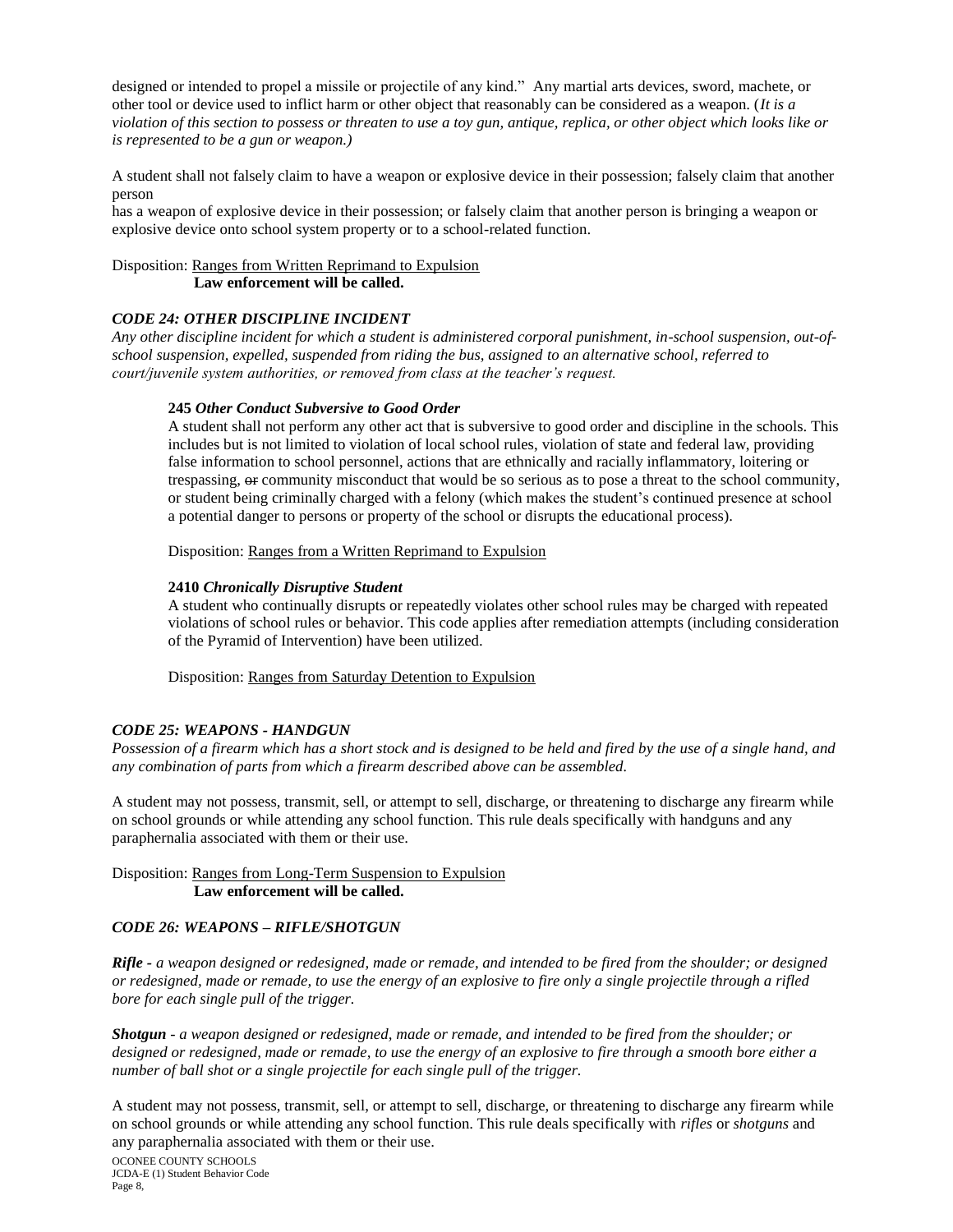designed or intended to propel a missile or projectile of any kind." Any martial arts devices, sword, machete, or other tool or device used to inflict harm or other object that reasonably can be considered as a weapon. (*It is a violation of this section to possess or threaten to use a toy gun, antique, replica, or other object which looks like or is represented to be a gun or weapon.)*

A student shall not falsely claim to have a weapon or explosive device in their possession; falsely claim that another person
has a weapon of explosive device in their possession; or falsely claim that another person is bringing a weapon or explosive device onto school system property or to a school-related function.

Disposition: Ranges from Written Reprimand to Expulsion
**Law enforcement will be called.**

### *CODE 24: OTHER DISCIPLINE INCIDENT*

*Any other discipline incident for which a student is administered corporal punishment, in-school suspension, out-of-school suspension, expelled, suspended from riding the bus, assigned to an alternative school, referred to court/juvenile system authorities, or removed from class at the teacher's request.*

**245** ***Other Conduct Subversive to Good Order***

A student shall not perform any other act that is subversive to good order and discipline in the schools. This includes but is not limited to violation of local school rules, violation of state and federal law, providing false information to school personnel, actions that are ethnically and racially inflammatory, loitering or trespassing, ~~or~~ community misconduct that would be so serious as to pose a threat to the school community, or student being criminally charged with a felony (which makes the student's continued presence at school a potential danger to persons or property of the school or disrupts the educational process).

Disposition: Ranges from a Written Reprimand to Expulsion

**2410** ***Chronically Disruptive Student***

A student who continually disrupts or repeatedly violates other school rules may be charged with repeated violations of school rules or behavior. This code applies after remediation attempts (including consideration of the Pyramid of Intervention) have been utilized.

Disposition: Ranges from Saturday Detention to Expulsion

### *CODE 25: WEAPONS - HANDGUN*

*Possession of a firearm which has a short stock and is designed to be held and fired by the use of a single hand, and any combination of parts from which a firearm described above can be assembled.*

A student may not possess, transmit, sell, or attempt to sell, discharge, or threatening to discharge any firearm while on school grounds or while attending any school function. This rule deals specifically with handguns and any paraphernalia associated with them or their use.

Disposition: Ranges from Long-Term Suspension to Expulsion
**Law enforcement will be called.**

### *CODE 26: WEAPONS – RIFLE/SHOTGUN*

***Rifle*** *- a weapon designed or redesigned, made or remade, and intended to be fired from the shoulder; or designed or redesigned, made or remade, to use the energy of an explosive to fire only a single projectile through a rifled bore for each single pull of the trigger.*

***Shotgun*** *- a weapon designed or redesigned, made or remade, and intended to be fired from the shoulder; or designed or redesigned, made or remade, to use the energy of an explosive to fire through a smooth bore either a number of ball shot or a single projectile for each single pull of the trigger.*

A student may not possess, transmit, sell, or attempt to sell, discharge, or threatening to discharge any firearm while on school grounds or while attending any school function. This rule deals specifically with *rifles* or *shotguns* and any paraphernalia associated with them or their use.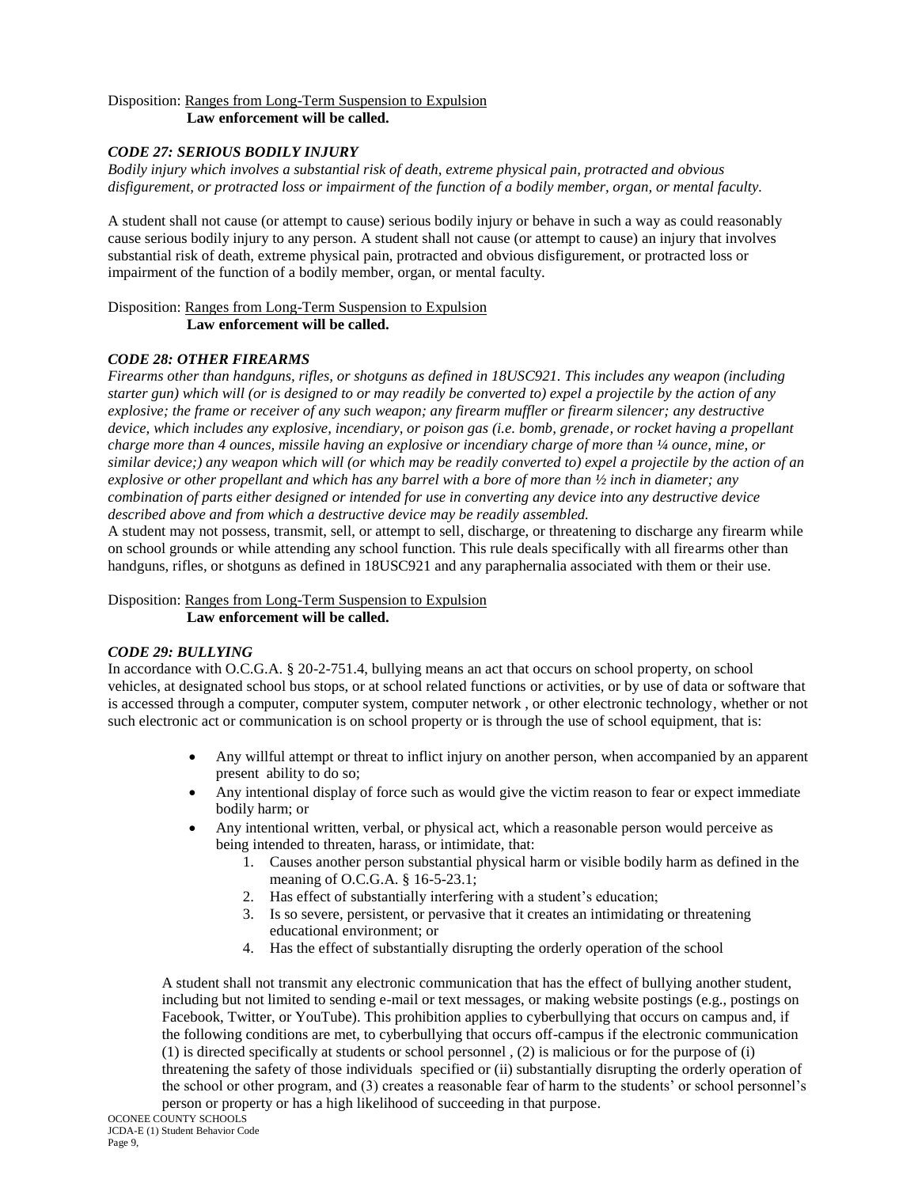Disposition: <u>Ranges from Long-Term Suspension to Expulsion</u>
**Law enforcement will be called.**

### *CODE 27: SERIOUS BODILY INJURY*

*Bodily injury which involves a substantial risk of death, extreme physical pain, protracted and obvious disfigurement, or protracted loss or impairment of the function of a bodily member, organ, or mental faculty.*

A student shall not cause (or attempt to cause) serious bodily injury or behave in such a way as could reasonably cause serious bodily injury to any person. A student shall not cause (or attempt to cause) an injury that involves substantial risk of death, extreme physical pain, protracted and obvious disfigurement, or protracted loss or impairment of the function of a bodily member, organ, or mental faculty.

Disposition: <u>Ranges from Long-Term Suspension to Expulsion</u>
**Law enforcement will be called.**

### *CODE 28: OTHER FIREARMS*

*Firearms other than handguns, rifles, or shotguns as defined in 18USC921. This includes any weapon (including starter gun) which will (or is designed to or may readily be converted to) expel a projectile by the action of any explosive; the frame or receiver of any such weapon; any firearm muffler or firearm silencer; any destructive device, which includes any explosive, incendiary, or poison gas (i.e. bomb, grenade, or rocket having a propellant charge more than 4 ounces, missile having an explosive or incendiary charge of more than ¼ ounce, mine, or similar device;) any weapon which will (or which may be readily converted to) expel a projectile by the action of an explosive or other propellant and which has any barrel with a bore of more than ½ inch in diameter; any combination of parts either designed or intended for use in converting any device into any destructive device described above and from which a destructive device may be readily assembled.*

A student may not possess, transmit, sell, or attempt to sell, discharge, or threatening to discharge any firearm while on school grounds or while attending any school function. This rule deals specifically with all firearms other than handguns, rifles, or shotguns as defined in 18USC921 and any paraphernalia associated with them or their use.

Disposition: <u>Ranges from Long-Term Suspension to Expulsion</u>
**Law enforcement will be called.**

### *CODE 29: BULLYING*

In accordance with O.C.G.A. § 20-2-751.4, bullying means an act that occurs on school property, on school vehicles, at designated school bus stops, or at school related functions or activities, or by use of data or software that is accessed through a computer, computer system, computer network , or other electronic technology, whether or not such electronic act or communication is on school property or is through the use of school equipment, that is:

- Any willful attempt or threat to inflict injury on another person, when accompanied by an apparent present ability to do so;
- Any intentional display of force such as would give the victim reason to fear or expect immediate bodily harm; or
- Any intentional written, verbal, or physical act, which a reasonable person would perceive as being intended to threaten, harass, or intimidate, that:
    1. Causes another person substantial physical harm or visible bodily harm as defined in the meaning of O.C.G.A. § 16-5-23.1;
    2. Has effect of substantially interfering with a student's education;
    3. Is so severe, persistent, or pervasive that it creates an intimidating or threatening educational environment; or
    4. Has the effect of substantially disrupting the orderly operation of the school

A student shall not transmit any electronic communication that has the effect of bullying another student, including but not limited to sending e-mail or text messages, or making website postings (e.g., postings on Facebook, Twitter, or YouTube). This prohibition applies to cyberbullying that occurs on campus and, if the following conditions are met, to cyberbullying that occurs off-campus if the electronic communication (1) is directed specifically at students or school personnel , (2) is malicious or for the purpose of (i) threatening the safety of those individuals specified or (ii) substantially disrupting the orderly operation of the school or other program, and (3) creates a reasonable fear of harm to the students' or school personnel's person or property or has a high likelihood of succeeding in that purpose.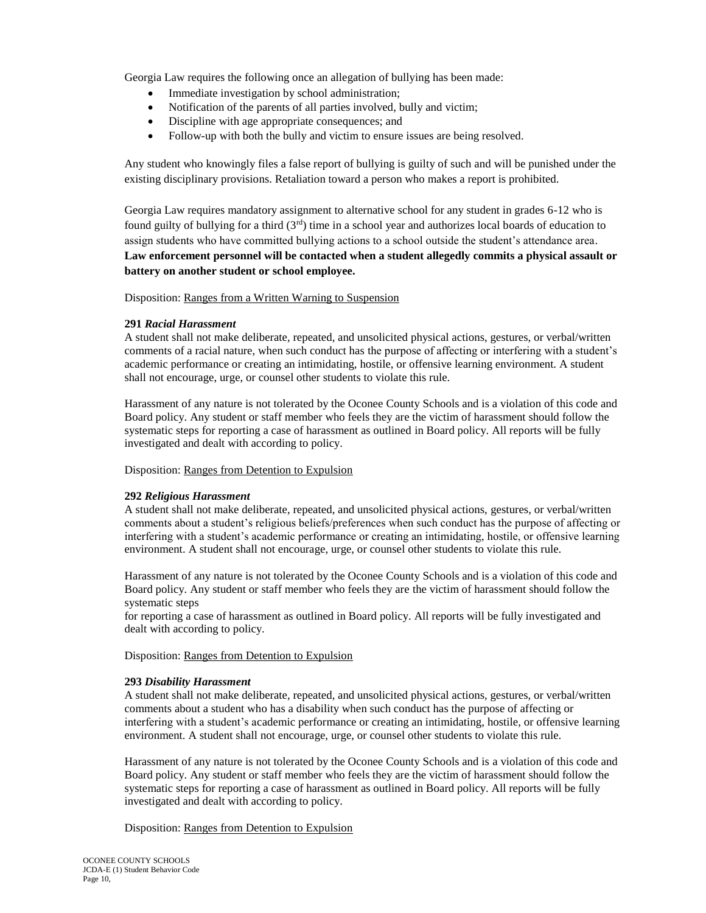Georgia Law requires the following once an allegation of bullying has been made:

- Immediate investigation by school administration;
- Notification of the parents of all parties involved, bully and victim;
- Discipline with age appropriate consequences; and
- Follow-up with both the bully and victim to ensure issues are being resolved.

Any student who knowingly files a false report of bullying is guilty of such and will be punished under the existing disciplinary provisions. Retaliation toward a person who makes a report is prohibited.

Georgia Law requires mandatory assignment to alternative school for any student in grades 6-12 who is found guilty of bullying for a third (3rd) time in a school year and authorizes local boards of education to assign students who have committed bullying actions to a school outside the student's attendance area. **Law enforcement personnel will be contacted when a student allegedly commits a physical assault or battery on another student or school employee.**

Disposition: Ranges from a Written Warning to Suspension

**291** ***Racial Harassment***
A student shall not make deliberate, repeated, and unsolicited physical actions, gestures, or verbal/written comments of a racial nature, when such conduct has the purpose of affecting or interfering with a student's academic performance or creating an intimidating, hostile, or offensive learning environment. A student shall not encourage, urge, or counsel other students to violate this rule.

Harassment of any nature is not tolerated by the Oconee County Schools and is a violation of this code and Board policy. Any student or staff member who feels they are the victim of harassment should follow the systematic steps for reporting a case of harassment as outlined in Board policy. All reports will be fully investigated and dealt with according to policy.

Disposition: Ranges from Detention to Expulsion

**292** ***Religious Harassment***
A student shall not make deliberate, repeated, and unsolicited physical actions, gestures, or verbal/written comments about a student's religious beliefs/preferences when such conduct has the purpose of affecting or interfering with a student's academic performance or creating an intimidating, hostile, or offensive learning environment. A student shall not encourage, urge, or counsel other students to violate this rule.

Harassment of any nature is not tolerated by the Oconee County Schools and is a violation of this code and Board policy. Any student or staff member who feels they are the victim of harassment should follow the systematic steps
for reporting a case of harassment as outlined in Board policy. All reports will be fully investigated and dealt with according to policy.

Disposition: Ranges from Detention to Expulsion

**293** ***Disability Harassment***
A student shall not make deliberate, repeated, and unsolicited physical actions, gestures, or verbal/written comments about a student who has a disability when such conduct has the purpose of affecting or interfering with a student's academic performance or creating an intimidating, hostile, or offensive learning environment. A student shall not encourage, urge, or counsel other students to violate this rule.

Harassment of any nature is not tolerated by the Oconee County Schools and is a violation of this code and Board policy. Any student or staff member who feels they are the victim of harassment should follow the systematic steps for reporting a case of harassment as outlined in Board policy. All reports will be fully investigated and dealt with according to policy.

Disposition: Ranges from Detention to Expulsion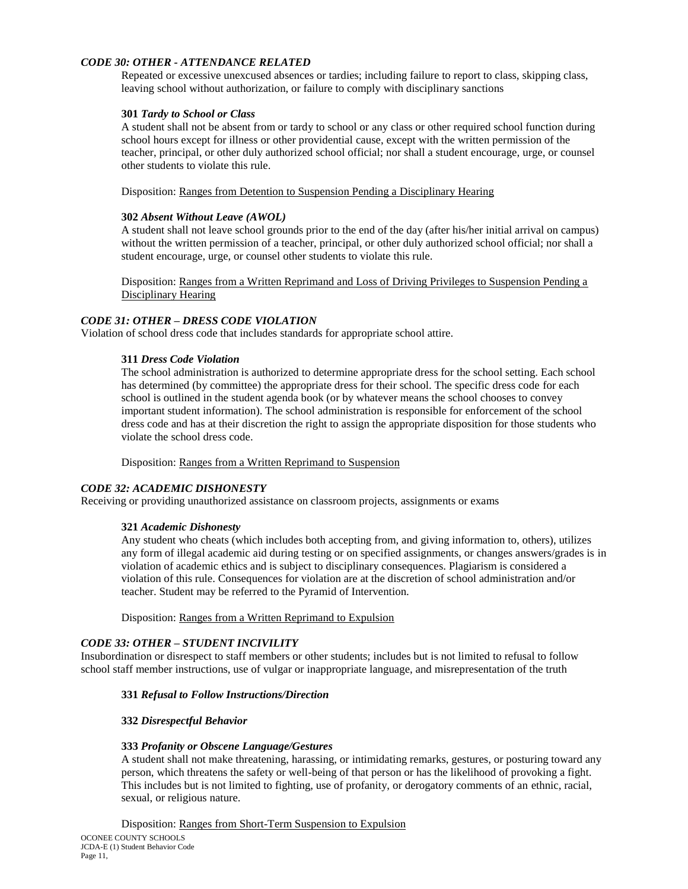### *CODE 30: OTHER - ATTENDANCE RELATED*

Repeated or excessive unexcused absences or tardies; including failure to report to class, skipping class, leaving school without authorization, or failure to comply with disciplinary sanctions

**301** ***Tardy to School or Class***

A student shall not be absent from or tardy to school or any class or other required school function during school hours except for illness or other providential cause, except with the written permission of the teacher, principal, or other duly authorized school official; nor shall a student encourage, urge, or counsel other students to violate this rule.

Disposition: <u>Ranges from Detention to Suspension Pending a Disciplinary Hearing</u>

**302** ***Absent Without Leave (AWOL)***

A student shall not leave school grounds prior to the end of the day (after his/her initial arrival on campus) without the written permission of a teacher, principal, or other duly authorized school official; nor shall a student encourage, urge, or counsel other students to violate this rule.

Disposition: <u>Ranges from a Written Reprimand and Loss of Driving Privileges to Suspension Pending a Disciplinary Hearing</u>

### *CODE 31: OTHER – DRESS CODE VIOLATION*

Violation of school dress code that includes standards for appropriate school attire.

**311** ***Dress Code Violation***

The school administration is authorized to determine appropriate dress for the school setting. Each school has determined (by committee) the appropriate dress for their school. The specific dress code for each school is outlined in the student agenda book (or by whatever means the school chooses to convey important student information). The school administration is responsible for enforcement of the school dress code and has at their discretion the right to assign the appropriate disposition for those students who violate the school dress code.

Disposition: <u>Ranges from a Written Reprimand to Suspension</u>

### *CODE 32: ACADEMIC DISHONESTY*

Receiving or providing unauthorized assistance on classroom projects, assignments or exams

**321** ***Academic Dishonesty***

Any student who cheats (which includes both accepting from, and giving information to, others), utilizes any form of illegal academic aid during testing or on specified assignments, or changes answers/grades is in violation of academic ethics and is subject to disciplinary consequences. Plagiarism is considered a violation of this rule. Consequences for violation are at the discretion of school administration and/or teacher. Student may be referred to the Pyramid of Intervention.

Disposition: <u>Ranges from a Written Reprimand to Expulsion</u>

### *CODE 33: OTHER – STUDENT INCIVILITY*

Insubordination or disrespect to staff members or other students; includes but is not limited to refusal to follow school staff member instructions, use of vulgar or inappropriate language, and misrepresentation of the truth

**331** ***Refusal to Follow Instructions/Direction***

**332** ***Disrespectful Behavior***

**333** ***Profanity or Obscene Language/Gestures***

A student shall not make threatening, harassing, or intimidating remarks, gestures, or posturing toward any person, which threatens the safety or well-being of that person or has the likelihood of provoking a fight. This includes but is not limited to fighting, use of profanity, or derogatory comments of an ethnic, racial, sexual, or religious nature.

Disposition: <u>Ranges from Short-Term Suspension to Expulsion</u>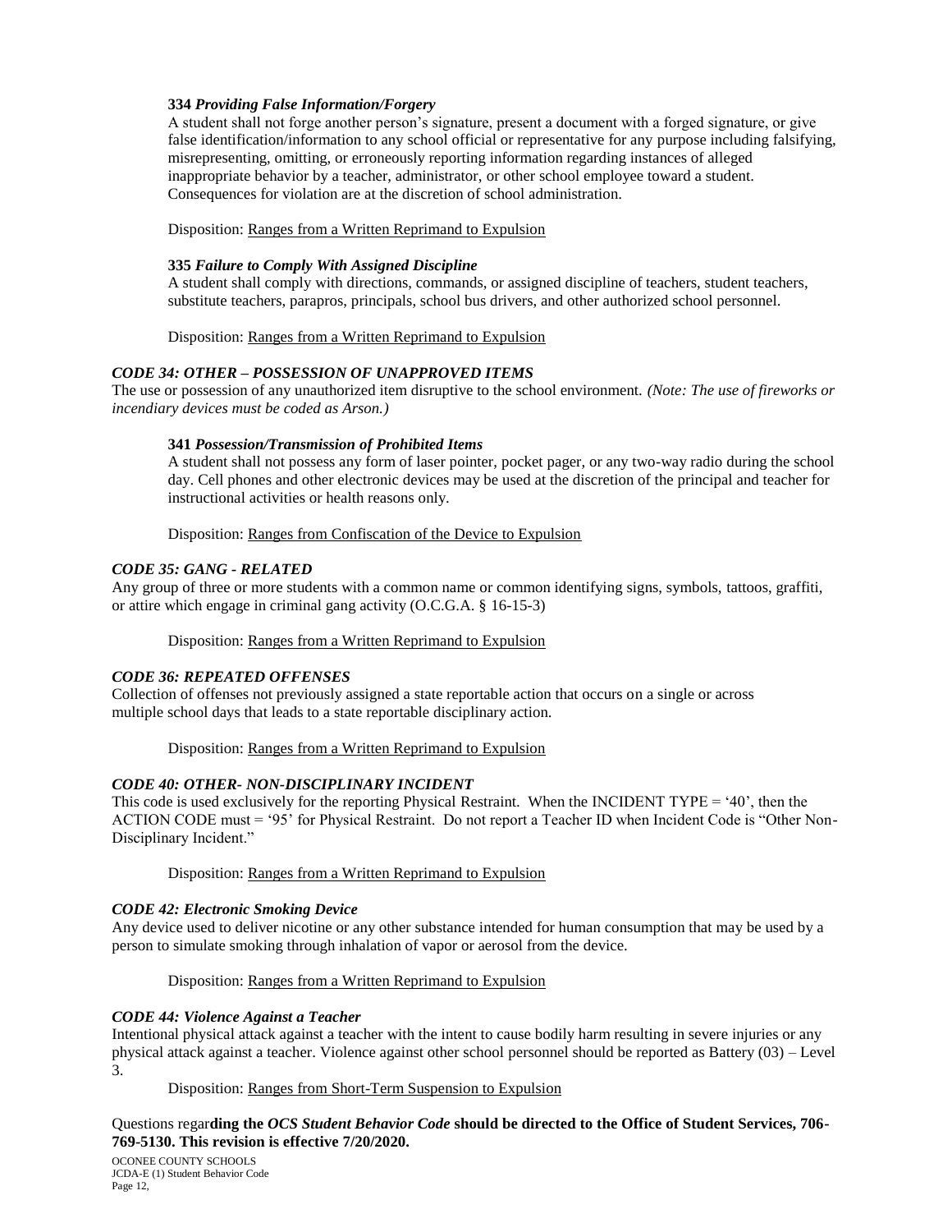**334** ***Providing False Information/Forgery***

A student shall not forge another person's signature, present a document with a forged signature, or give false identification/information to any school official or representative for any purpose including falsifying, misrepresenting, omitting, or erroneously reporting information regarding instances of alleged inappropriate behavior by a teacher, administrator, or other school employee toward a student. Consequences for violation are at the discretion of school administration.

Disposition: <u>Ranges from a Written Reprimand to Expulsion</u>

**335** ***Failure to Comply With Assigned Discipline***

A student shall comply with directions, commands, or assigned discipline of teachers, student teachers, substitute teachers, parapros, principals, school bus drivers, and other authorized school personnel.

Disposition: <u>Ranges from a Written Reprimand to Expulsion</u>

***CODE 34: OTHER – POSSESSION OF UNAPPROVED ITEMS***

The use or possession of any unauthorized item disruptive to the school environment. *(Note: The use of fireworks or incendiary devices must be coded as Arson.)*

**341** ***Possession/Transmission of Prohibited Items***

A student shall not possess any form of laser pointer, pocket pager, or any two-way radio during the school day. Cell phones and other electronic devices may be used at the discretion of the principal and teacher for instructional activities or health reasons only.

Disposition: <u>Ranges from Confiscation of the Device to Expulsion</u>

***CODE 35: GANG - RELATED***

Any group of three or more students with a common name or common identifying signs, symbols, tattoos, graffiti, or attire which engage in criminal gang activity (O.C.G.A. § 16-15-3)

Disposition: <u>Ranges from a Written Reprimand to Expulsion</u>

***CODE 36: REPEATED OFFENSES***

Collection of offenses not previously assigned a state reportable action that occurs on a single or across multiple school days that leads to a state reportable disciplinary action.

Disposition: <u>Ranges from a Written Reprimand to Expulsion</u>

***CODE 40: OTHER- NON-DISCIPLINARY INCIDENT***

This code is used exclusively for the reporting Physical Restraint. When the INCIDENT TYPE = '40', then the ACTION CODE must = '95' for Physical Restraint. Do not report a Teacher ID when Incident Code is "Other Non-Disciplinary Incident."

Disposition: <u>Ranges from a Written Reprimand to Expulsion</u>

***CODE 42: Electronic Smoking Device***

Any device used to deliver nicotine or any other substance intended for human consumption that may be used by a person to simulate smoking through inhalation of vapor or aerosol from the device.

Disposition: <u>Ranges from a Written Reprimand to Expulsion</u>

***CODE 44: Violence Against a Teacher***

Intentional physical attack against a teacher with the intent to cause bodily harm resulting in severe injuries or any physical attack against a teacher. Violence against other school personnel should be reported as Battery (03) – Level 3.

Disposition: <u>Ranges from Short-Term Suspension to Expulsion</u>

Questions regar**ding the *OCS Student Behavior Code* should be directed to the Office of Student Services, 706-769-5130. This revision is effective 7/20/2020.**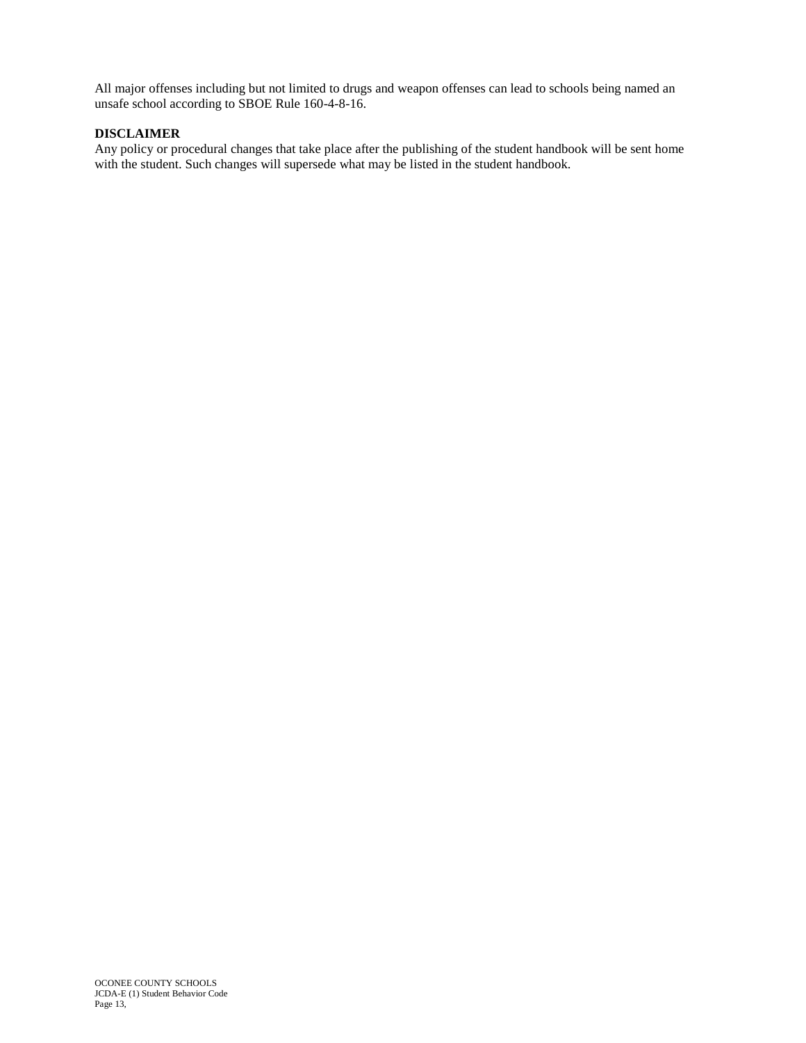All major offenses including but not limited to drugs and weapon offenses can lead to schools being named an unsafe school according to SBOE Rule 160-4-8-16.

**DISCLAIMER**

Any policy or procedural changes that take place after the publishing of the student handbook will be sent home with the student. Such changes will supersede what may be listed in the student handbook.